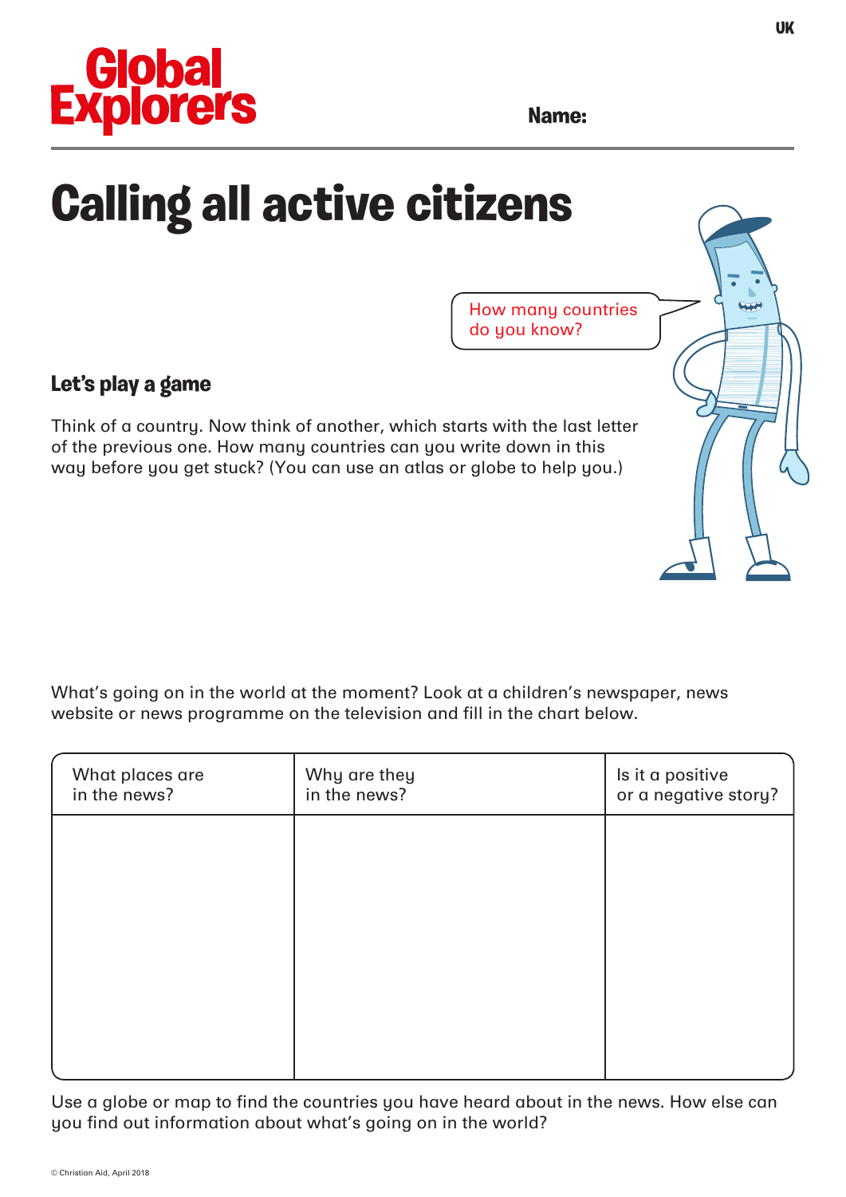Global Explorers

UK

Name:

# Calling all active citizens

How many countries do you know?

## Let's play a game

Think of a country. Now think of another, which starts with the last letter of the previous one. How many countries can you write down in this way before you get stuck? (You can use an atlas or globe to help you.)

What's going on in the world at the moment? Look at a children's newspaper, news website or news programme on the television and fill in the chart below.

| What places are in the news? | Why are they in the news? | Is it a positive or a negative story? |
| --- | --- | --- |
| | | |

Use a globe or map to find the countries you have heard about in the news. How else can you find out information about what's going on in the world?

© Christian Aid, April 2018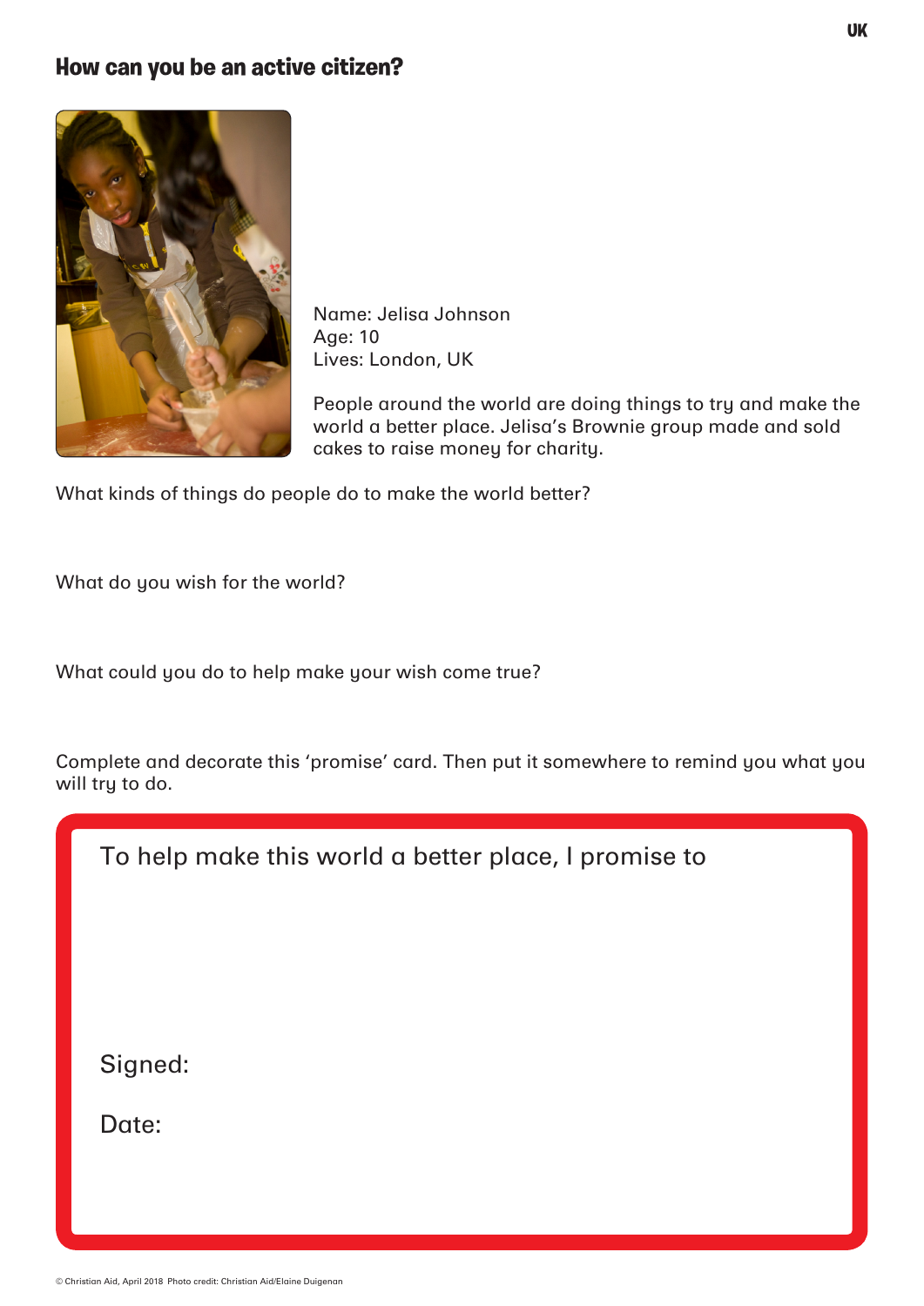## How can you be an active citizen?

Name: Jelisa Johnson
Age: 10
Lives: London, UK

People around the world are doing things to try and make the world a better place. Jelisa's Brownie group made and sold cakes to raise money for charity.

What kinds of things do people do to make the world better?

What do you wish for the world?

What could you do to help make your wish come true?

Complete and decorate this 'promise' card. Then put it somewhere to remind you what you will try to do.

To help make this world a better place, I promise to

Signed:

Date:

© Christian Aid, April 2018 Photo credit: Christian Aid/Elaine Duigenan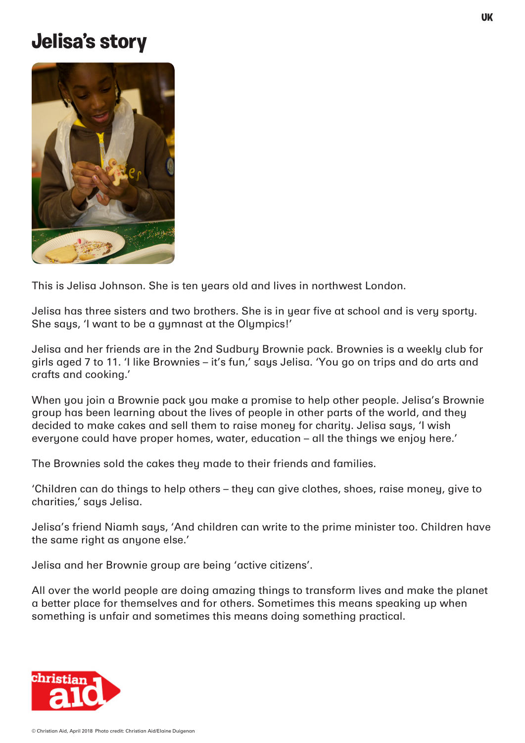UK

# Jelisa's story

This is Jelisa Johnson. She is ten years old and lives in northwest London.

Jelisa has three sisters and two brothers. She is in year five at school and is very sporty. She says, 'I want to be a gymnast at the Olympics!'

Jelisa and her friends are in the 2nd Sudbury Brownie pack. Brownies is a weekly club for girls aged 7 to 11. 'I like Brownies – it's fun,' says Jelisa. 'You go on trips and do arts and crafts and cooking.'

When you join a Brownie pack you make a promise to help other people. Jelisa's Brownie group has been learning about the lives of people in other parts of the world, and they decided to make cakes and sell them to raise money for charity. Jelisa says, 'I wish everyone could have proper homes, water, education – all the things we enjoy here.'

The Brownies sold the cakes they made to their friends and families.

'Children can do things to help others – they can give clothes, shoes, raise money, give to charities,' says Jelisa.

Jelisa's friend Niamh says, 'And children can write to the prime minister too. Children have the same right as anyone else.'

Jelisa and her Brownie group are being 'active citizens'.

All over the world people are doing amazing things to transform lives and make the planet a better place for themselves and for others. Sometimes this means speaking up when something is unfair and sometimes this means doing something practical.

christian aid

© Christian Aid, April 2018 Photo credit: Christian Aid/Elaine Duigenan